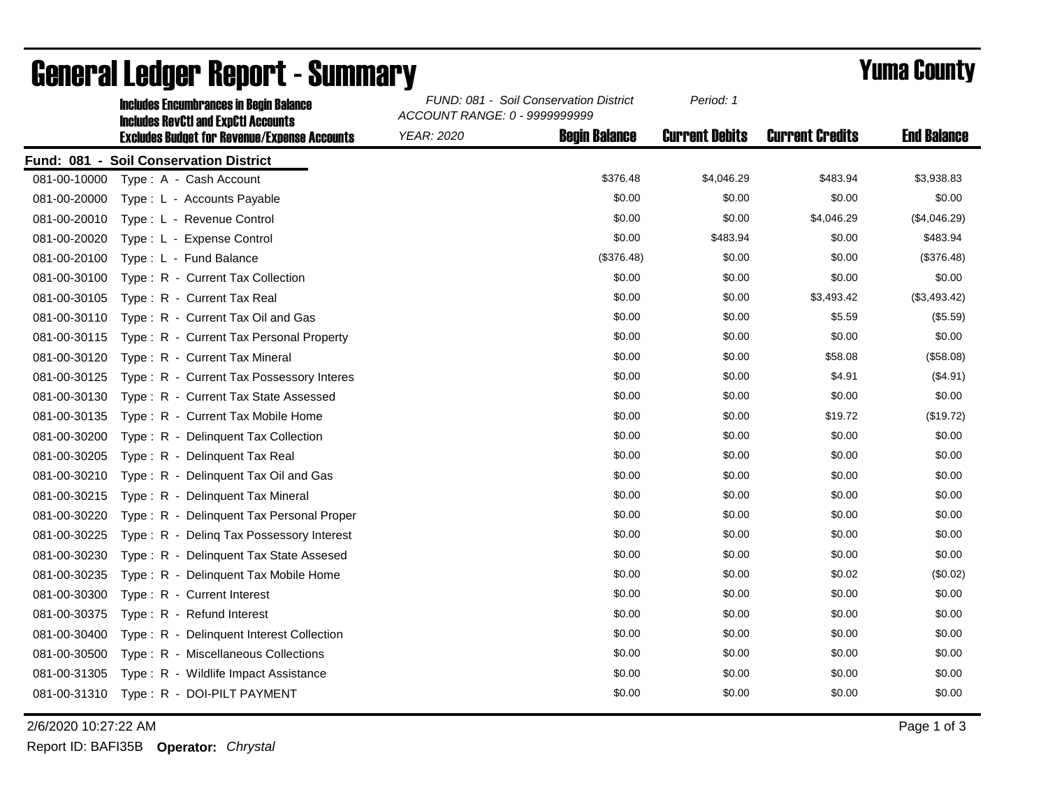# General Ledger Report - Summary

## Yuma County

**Includes Encumbrances in Begin Balance**
**Includes RevCtl and ExpCtl Accounts**
**Excludes Budget for Revenue/Expense Accounts**

*FUND: 081 - Soil Conservation District*
*ACCOUNT RANGE: 0 - 9999999999*
*YEAR: 2020*
*Period: 1*

**Fund: 081 - Soil Conservation District**

| Account | Description | Begin Balance | Current Debits | Current Credits | End Balance |
|---|---|---|---|---|---|
| 081-00-10000 | Type : A - Cash Account | $376.48 | $4,046.29 | $483.94 | $3,938.83 |
| 081-00-20000 | Type : L - Accounts Payable | $0.00 | $0.00 | $0.00 | $0.00 |
| 081-00-20010 | Type : L - Revenue Control | $0.00 | $0.00 | $4,046.29 | ($4,046.29) |
| 081-00-20020 | Type : L - Expense Control | $0.00 | $483.94 | $0.00 | $483.94 |
| 081-00-20100 | Type : L - Fund Balance | ($376.48) | $0.00 | $0.00 | ($376.48) |
| 081-00-30100 | Type : R - Current Tax Collection | $0.00 | $0.00 | $0.00 | $0.00 |
| 081-00-30105 | Type : R - Current Tax Real | $0.00 | $0.00 | $3,493.42 | ($3,493.42) |
| 081-00-30110 | Type : R - Current Tax Oil and Gas | $0.00 | $0.00 | $5.59 | ($5.59) |
| 081-00-30115 | Type : R - Current Tax Personal Property | $0.00 | $0.00 | $0.00 | $0.00 |
| 081-00-30120 | Type : R - Current Tax Mineral | $0.00 | $0.00 | $58.08 | ($58.08) |
| 081-00-30125 | Type : R - Current Tax Possessory Interes | $0.00 | $0.00 | $4.91 | ($4.91) |
| 081-00-30130 | Type : R - Current Tax State Assessed | $0.00 | $0.00 | $0.00 | $0.00 |
| 081-00-30135 | Type : R - Current Tax Mobile Home | $0.00 | $0.00 | $19.72 | ($19.72) |
| 081-00-30200 | Type : R - Delinquent Tax Collection | $0.00 | $0.00 | $0.00 | $0.00 |
| 081-00-30205 | Type : R - Delinquent Tax Real | $0.00 | $0.00 | $0.00 | $0.00 |
| 081-00-30210 | Type : R - Delinquent Tax Oil and Gas | $0.00 | $0.00 | $0.00 | $0.00 |
| 081-00-30215 | Type : R - Delinquent Tax Mineral | $0.00 | $0.00 | $0.00 | $0.00 |
| 081-00-30220 | Type : R - Delinquent Tax Personal Proper | $0.00 | $0.00 | $0.00 | $0.00 |
| 081-00-30225 | Type : R - Delinq Tax Possessory Interest | $0.00 | $0.00 | $0.00 | $0.00 |
| 081-00-30230 | Type : R - Delinquent Tax State Assesed | $0.00 | $0.00 | $0.00 | $0.00 |
| 081-00-30235 | Type : R - Delinquent Tax Mobile Home | $0.00 | $0.00 | $0.02 | ($0.02) |
| 081-00-30300 | Type : R - Current Interest | $0.00 | $0.00 | $0.00 | $0.00 |
| 081-00-30375 | Type : R - Refund Interest | $0.00 | $0.00 | $0.00 | $0.00 |
| 081-00-30400 | Type : R - Delinquent Interest Collection | $0.00 | $0.00 | $0.00 | $0.00 |
| 081-00-30500 | Type : R - Miscellaneous Collections | $0.00 | $0.00 | $0.00 | $0.00 |
| 081-00-31305 | Type : R - Wildlife Impact Assistance | $0.00 | $0.00 | $0.00 | $0.00 |
| 081-00-31310 | Type : R - DOI-PILT PAYMENT | $0.00 | $0.00 | $0.00 | $0.00 |

2/6/2020 10:27:22 AM

Report ID: BAFI35B **Operator:** *Chrystal*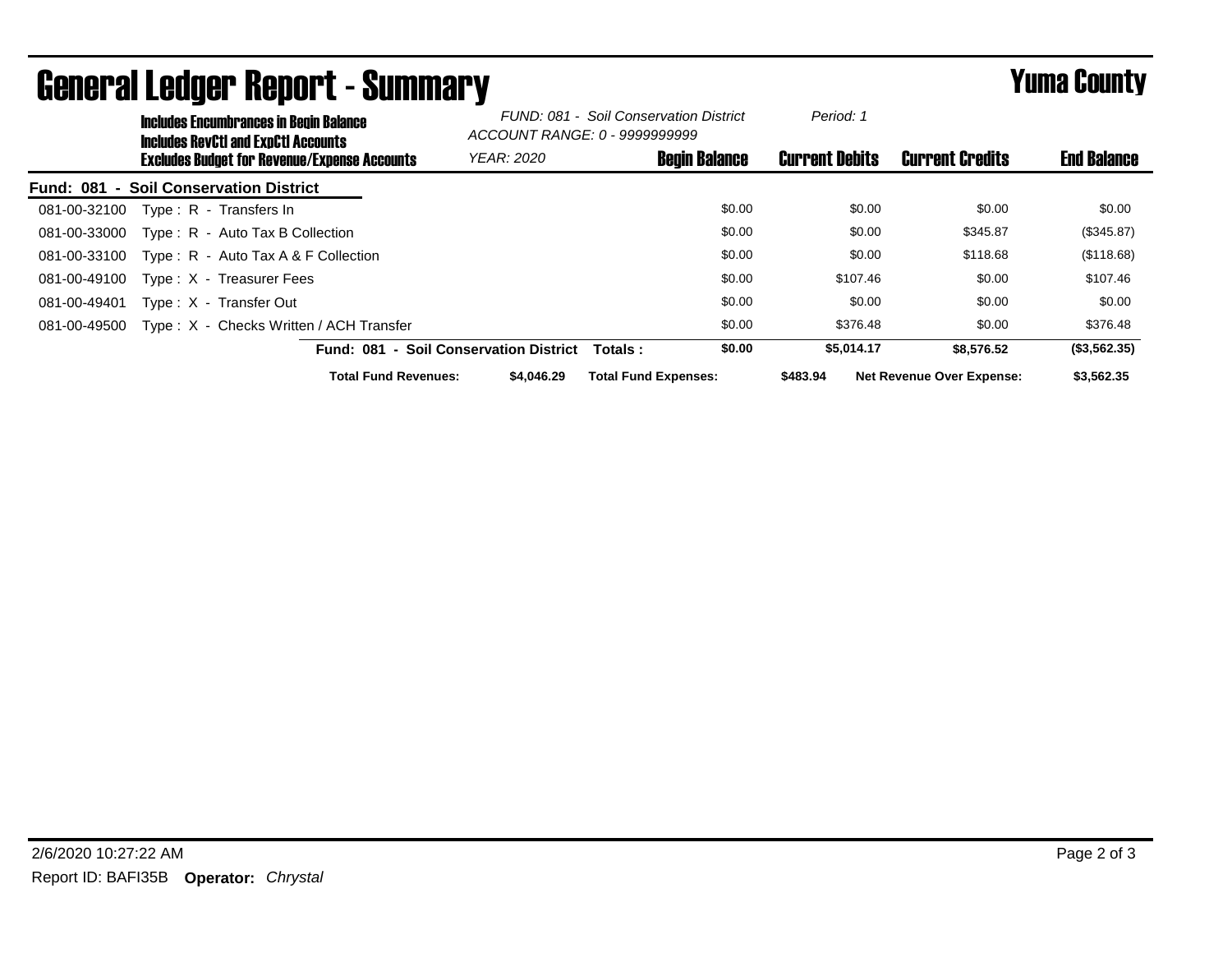# General Ledger Report - Summary

## Yuma County

**Includes Encumbrances in Begin Balance**
**Includes RevCtl and ExpCtl Accounts**
**Excludes Budget for Revenue/Expense Accounts**

*FUND: 081 - Soil Conservation District*
*ACCOUNT RANGE: 0 - 9999999999*
*YEAR: 2020*
*Period: 1*

| Account | Description | Begin Balance | Current Debits | Current Credits | End Balance |
|---|---|---|---|---|---|
| **Fund: 081 - Soil Conservation District** | | | | | |
| 081-00-32100 | Type : R - Transfers In | $0.00 | $0.00 | $0.00 | $0.00 |
| 081-00-33000 | Type : R - Auto Tax B Collection | $0.00 | $0.00 | $345.87 | ($345.87) |
| 081-00-33100 | Type : R - Auto Tax A & F Collection | $0.00 | $0.00 | $118.68 | ($118.68) |
| 081-00-49100 | Type : X - Treasurer Fees | $0.00 | $107.46 | $0.00 | $107.46 |
| 081-00-49401 | Type : X - Transfer Out | $0.00 | $0.00 | $0.00 | $0.00 |
| 081-00-49500 | Type : X - Checks Written / ACH Transfer | $0.00 | $376.48 | $0.00 | $376.48 |
| | **Fund: 081 - Soil Conservation District Totals :** | **$0.00** | **$5,014.17** | **$8,576.52** | **($3,562.35)** |

| | | | | | |
|---|---|---|---|---|---|
| **Total Fund Revenues:** | **$4,046.29** | **Total Fund Expenses:** | **$483.94** | **Net Revenue Over Expense:** | **$3,562.35** |

2/6/2020 10:27:22 AM

Report ID: BAFI35B **Operator:** *Chrystal*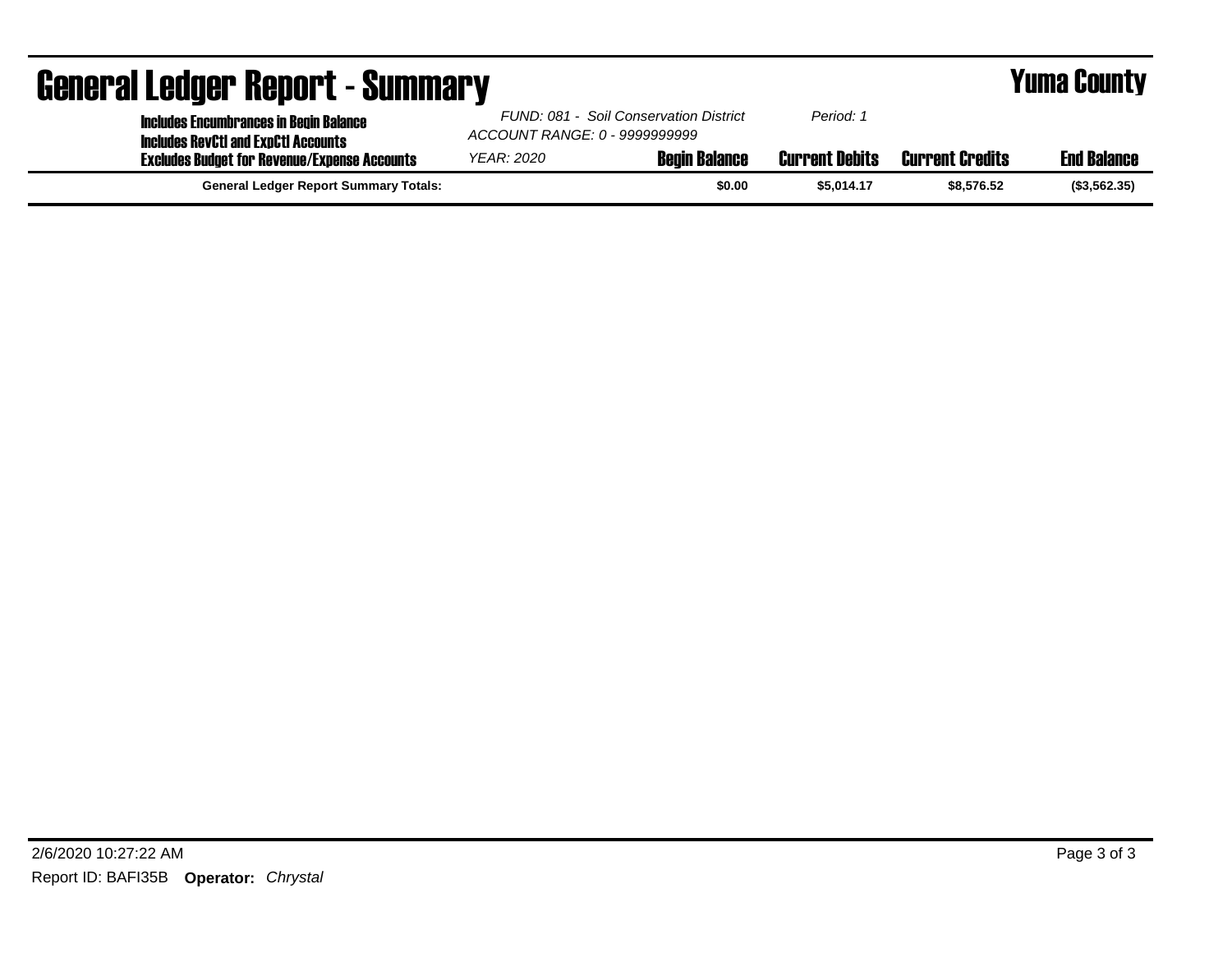# General Ledger Report - Summary

## Yuma County

**Includes Encumbrances in Begin Balance**
**Includes RevCtl and ExpCtl Accounts**
**Excludes Budget for Revenue/Expense Accounts**

*FUND: 081 - Soil Conservation District*
*ACCOUNT RANGE: 0 - 9999999999*
*YEAR: 2020*
*Period: 1*

| | Begin Balance | Current Debits | Current Credits | End Balance |
|---|---|---|---|---|
| **General Ledger Report Summary Totals:** | **$0.00** | **$5,014.17** | **$8,576.52** | **($3,562.35)** |

2/6/2020 10:27:22 AM

Report ID: BAFI35B **Operator:** *Chrystal*